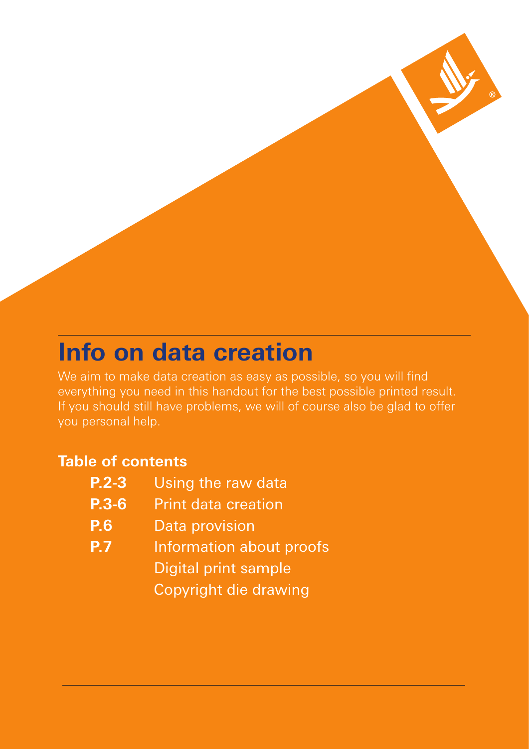# Info on data creation

We aim to make data creation as easy as possible, so you will find everything you need in this handout for the best possible printed result. If you should still have problems, we will of course also be glad to offer you personal help.

## Table of contents

| | |
|---|---|
| **P.2-3** | Using the raw data |
| **P.3-6** | Print data creation |
| **P.6** | Data provision |
| **P.7** | Information about proofs |
| | Digital print sample |
| | Copyright die drawing |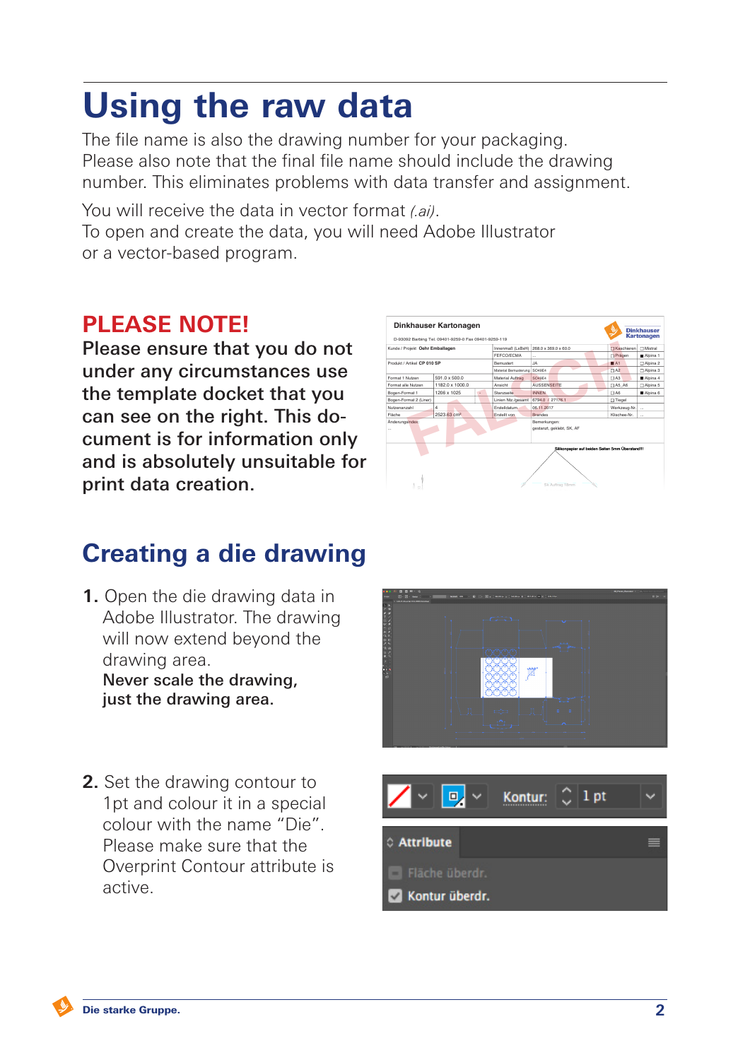# Using the raw data

The file name is also the drawing number for your packaging. Please also note that the final file name should include the drawing number. This eliminates problems with data transfer and assignment.

You will receive the data in vector format *(.ai)*.
To open and create the data, you will need Adobe Illustrator or a vector-based program.

## PLEASE NOTE!

**Please ensure that you do not under any circumstances use the template docket that you can see on the right. This document is for information only and is absolutely unsuitable for print data creation.**

## Creating a die drawing

1. Open the die drawing data in Adobe Illustrator. The drawing will now extend beyond the drawing area.
   **Never scale the drawing, just the drawing area.**

2. Set the drawing contour to 1pt and colour it in a special colour with the name “Die”. Please make sure that the Overprint Contour attribute is active.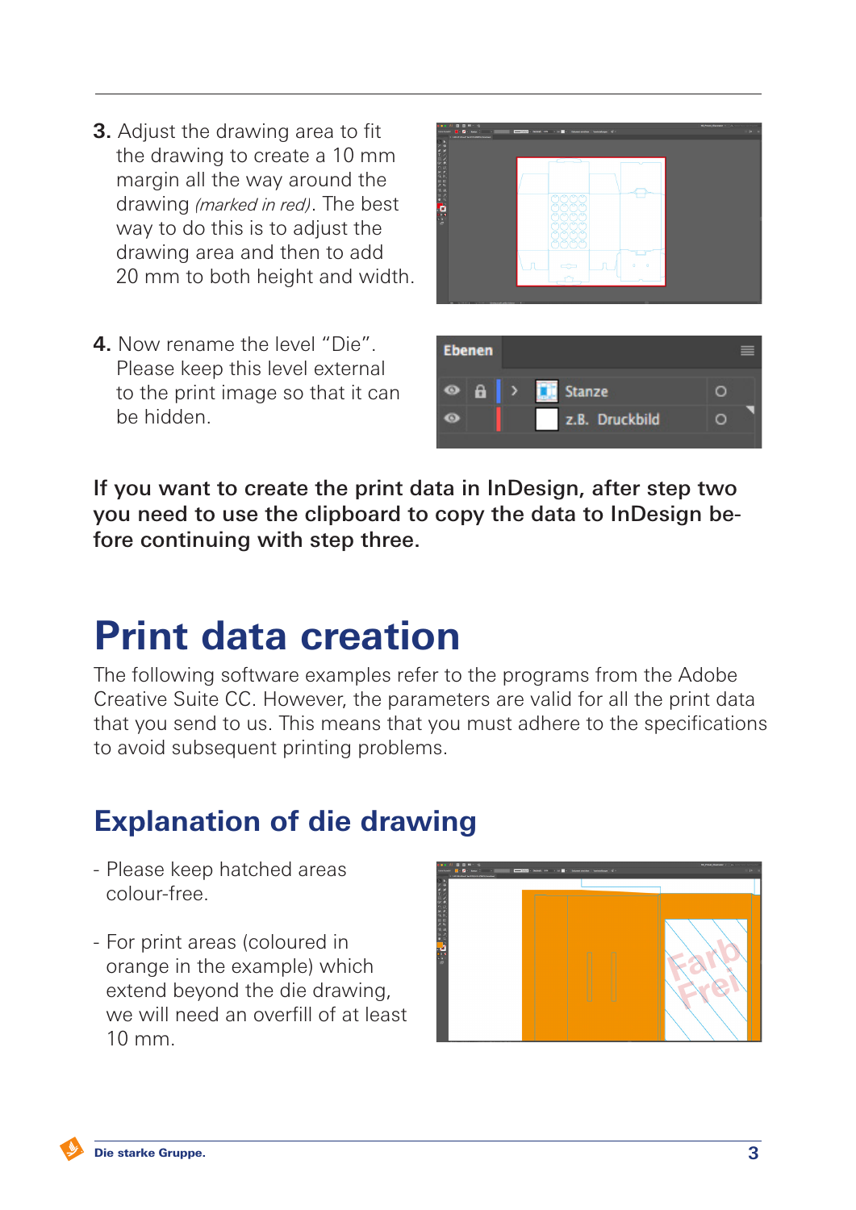3. Adjust the drawing area to fit the drawing to create a 10 mm margin all the way around the drawing *(marked in red)*. The best way to do this is to adjust the drawing area and then to add 20 mm to both height and width.

4. Now rename the level “Die”. Please keep this level external to the print image so that it can be hidden.

**If you want to create the print data in InDesign, after step two you need to use the clipboard to copy the data to InDesign before continuing with step three.**

# Print data creation

The following software examples refer to the programs from the Adobe Creative Suite CC. However, the parameters are valid for all the print data that you send to us. This means that you must adhere to the specifications to avoid subsequent printing problems.

## Explanation of die drawing

- Please keep hatched areas colour-free.

- For print areas (coloured in orange in the example) which extend beyond the die drawing, we will need an overfill of at least 10 mm.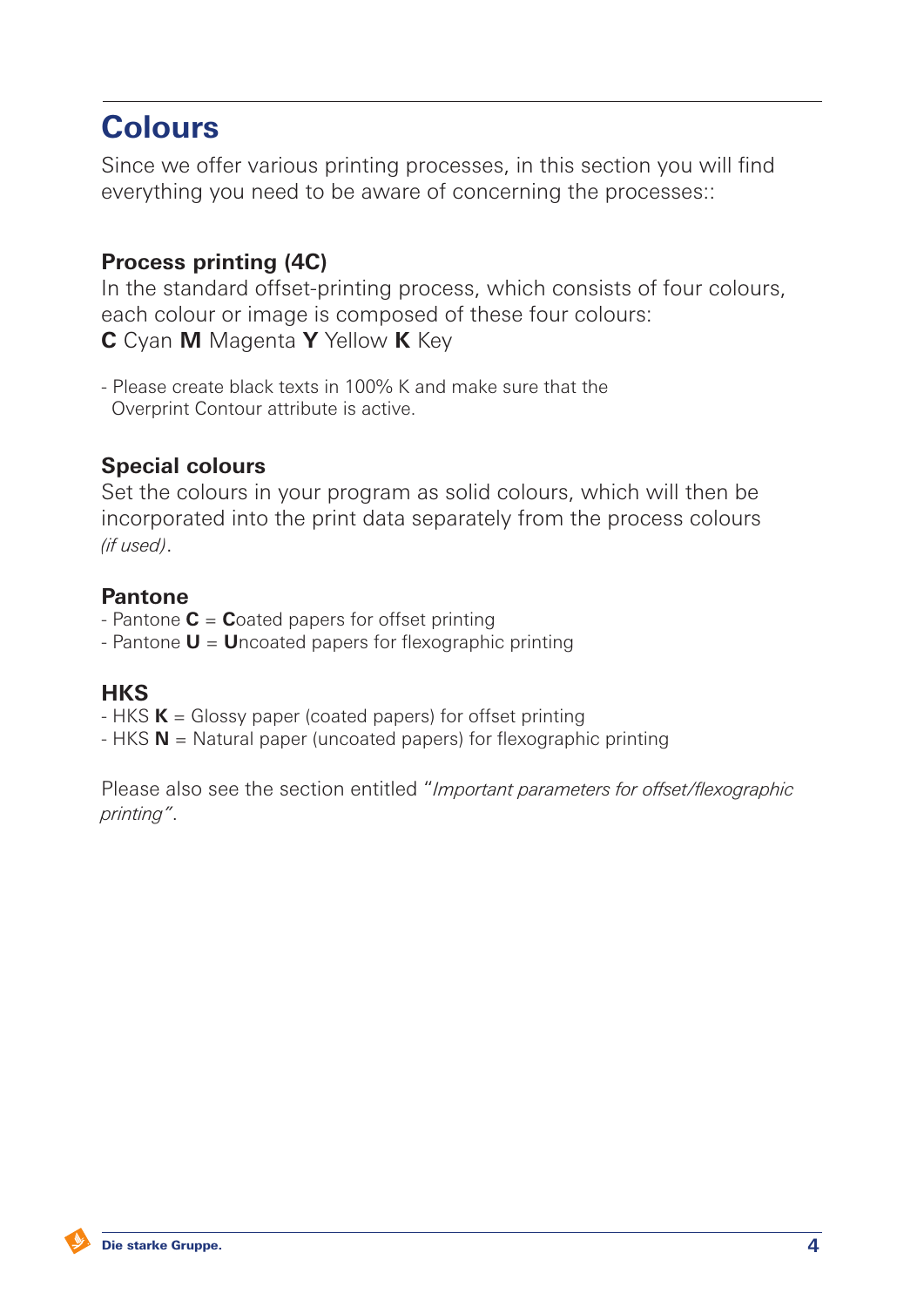# Colours

Since we offer various printing processes, in this section you will find everything you need to be aware of concerning the processes::

## Process printing (4C)

In the standard offset-printing process, which consists of four colours, each colour or image is composed of these four colours:
**C** Cyan **M** Magenta **Y** Yellow **K** Key

- Please create black texts in 100% K and make sure that the Overprint Contour attribute is active.

## Special colours

Set the colours in your program as solid colours, which will then be incorporated into the print data separately from the process colours *(if used)*.

## Pantone

- Pantone **C** = **C**oated papers for offset printing
- Pantone **U** = **U**ncoated papers for flexographic printing

## HKS

- HKS **K** = Glossy paper (coated papers) for offset printing
- HKS **N** = Natural paper (uncoated papers) for flexographic printing

Please also see the section entitled "*Important parameters for offset/flexographic printing*".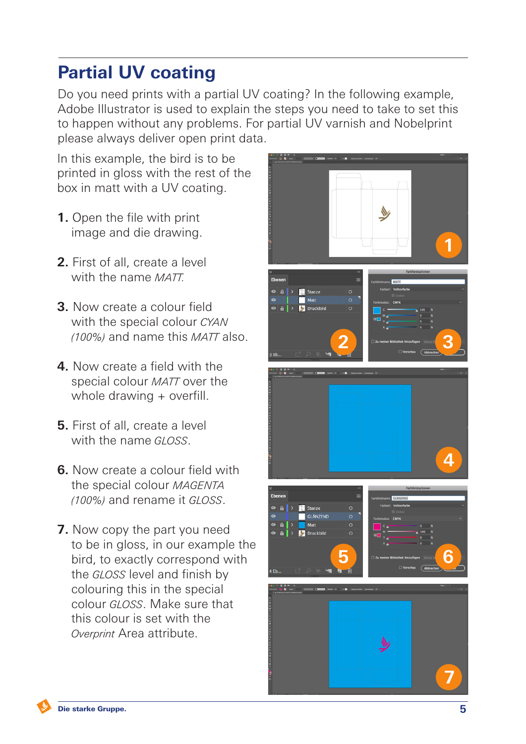# Partial UV coating

Do you need prints with a partial UV coating? In the following example, Adobe Illustrator is used to explain the steps you need to take to set this to happen without any problems. For partial UV varnish and Nobelprint please always deliver open print data.

In this example, the bird is to be printed in gloss with the rest of the box in matt with a UV coating.

1. Open the file with print image and die drawing.

2. First of all, create a level with the name *MATT*.

3. Now create a colour field with the special colour *CYAN (100%)* and name this *MATT* also.

4. Now create a field with the special colour *MATT* over the whole drawing + overfill.

5. First of all, create a level with the name *GLOSS*.

6. Now create a colour field with the special colour *MAGENTA (100%)* and rename it *GLOSS*.

7. Now copy the part you need to be in gloss, in our example the bird, to exactly correspond with the *GLOSS* level and finish by colouring this in the special colour *GLOSS*. Make sure that this colour is set with the *Overprint* Area attribute.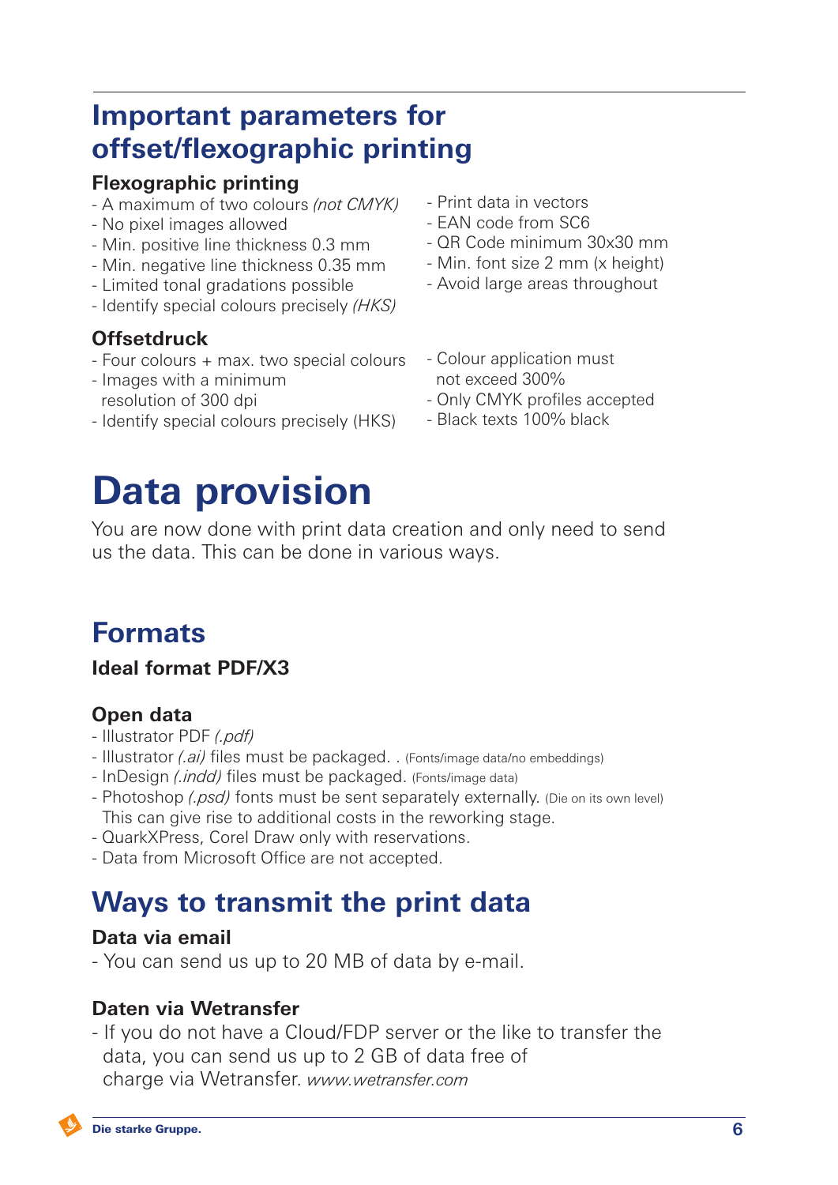## Important parameters for offset/flexographic printing

### Flexographic printing

- A maximum of two colours *(not CMYK)*
- No pixel images allowed
- Min. positive line thickness 0.3 mm
- Min. negative line thickness 0.35 mm
- Limited tonal gradations possible
- Identify special colours precisely *(HKS)*
- Print data in vectors
- EAN code from SC6
- QR Code minimum 30x30 mm
- Min. font size 2 mm (x height)
- Avoid large areas throughout

### Offsetdruck

- Four colours + max. two special colours
- Images with a minimum resolution of 300 dpi
- Identify special colours precisely (HKS)
- Colour application must not exceed 300%
- Only CMYK profiles accepted
- Black texts 100% black

# Data provision

You are now done with print data creation and only need to send us the data. This can be done in various ways.

## Formats

### Ideal format PDF/X3

### Open data

- Illustrator PDF *(.pdf)*
- Illustrator *(.ai)* files must be packaged. . (Fonts/image data/no embeddings)
- InDesign *(.indd)* files must be packaged. (Fonts/image data)
- Photoshop *(.psd)* fonts must be sent separately externally. (Die on its own level) This can give rise to additional costs in the reworking stage.
- QuarkXPress, Corel Draw only with reservations.
- Data from Microsoft Office are not accepted.

## Ways to transmit the print data

### Data via email

- You can send us up to 20 MB of data by e-mail.

### Daten via Wetransfer

- If you do not have a Cloud/FDP server or the like to transfer the data, you can send us up to 2 GB of data free of charge via Wetransfer. *www.wetransfer.com*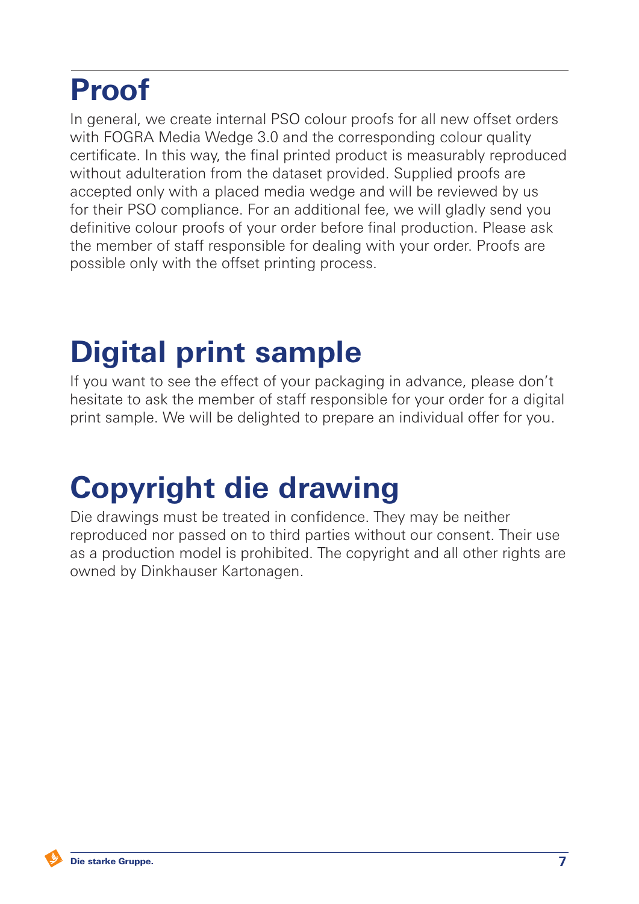# Proof

In general, we create internal PSO colour proofs for all new offset orders with FOGRA Media Wedge 3.0 and the corresponding colour quality certificate. In this way, the final printed product is measurably reproduced without adulteration from the dataset provided. Supplied proofs are accepted only with a placed media wedge and will be reviewed by us for their PSO compliance. For an additional fee, we will gladly send you definitive colour proofs of your order before final production. Please ask the member of staff responsible for dealing with your order. Proofs are possible only with the offset printing process.

# Digital print sample

If you want to see the effect of your packaging in advance, please don't hesitate to ask the member of staff responsible for your order for a digital print sample. We will be delighted to prepare an individual offer for you.

# Copyright die drawing

Die drawings must be treated in confidence. They may be neither reproduced nor passed on to third parties without our consent. Their use as a production model is prohibited. The copyright and all other rights are owned by Dinkhauser Kartonagen.